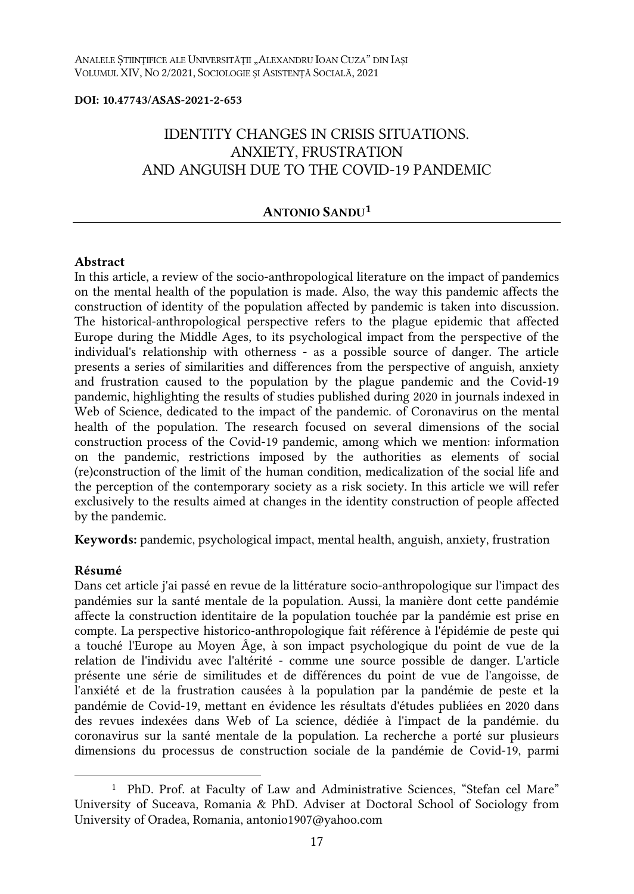**DOI: 10.47743/ASAS-2021-2-653**

# IDENTITY CHANGES IN CRISIS SITUATIONS. ANXIETY, FRUSTRATION AND ANGUISH DUE TO THE COVID-19 PANDEMIC

**ANTONIO SANDU**[1]

### Abstract

In this article, a review of the socio-anthropological literature on the impact of pandemics on the mental health of the population is made. Also, the way this pandemic affects the construction of identity of the population affected by pandemic is taken into discussion. The historical-anthropological perspective refers to the plague epidemic that affected Europe during the Middle Ages, to its psychological impact from the perspective of the individual's relationship with otherness - as a possible source of danger. The article presents a series of similarities and differences from the perspective of anguish, anxiety and frustration caused to the population by the plague pandemic and the Covid-19 pandemic, highlighting the results of studies published during 2020 in journals indexed in Web of Science, dedicated to the impact of the pandemic. of Coronavirus on the mental health of the population. The research focused on several dimensions of the social construction process of the Covid-19 pandemic, among which we mention: information on the pandemic, restrictions imposed by the authorities as elements of social (re)construction of the limit of the human condition, medicalization of the social life and the perception of the contemporary society as a risk society. In this article we will refer exclusively to the results aimed at changes in the identity construction of people affected by the pandemic.

**Keywords:** pandemic, psychological impact, mental health, anguish, anxiety, frustration

### Résumé

Dans cet article j'ai passé en revue de la littérature socio-anthropologique sur l'impact des pandémies sur la santé mentale de la population. Aussi, la manière dont cette pandémie affecte la construction identitaire de la population touchée par la pandémie est prise en compte. La perspective historico-anthropologique fait référence à l'épidémie de peste qui a touché l'Europe au Moyen Âge, à son impact psychologique du point de vue de la relation de l'individu avec l'altérité - comme une source possible de danger. L'article présente une série de similitudes et de différences du point de vue de l'angoisse, de l'anxiété et de la frustration causées à la population par la pandémie de peste et la pandémie de Covid-19, mettant en évidence les résultats d'études publiées en 2020 dans des revues indexées dans Web of La science, dédiée à l'impact de la pandémie. du coronavirus sur la santé mentale de la population. La recherche a porté sur plusieurs dimensions du processus de construction sociale de la pandémie de Covid-19, parmi

---

[1] PhD. Prof. at Faculty of Law and Administrative Sciences, "Stefan cel Mare" University of Suceava, Romania & PhD. Adviser at Doctoral School of Sociology from University of Oradea, Romania, antonio1907@yahoo.com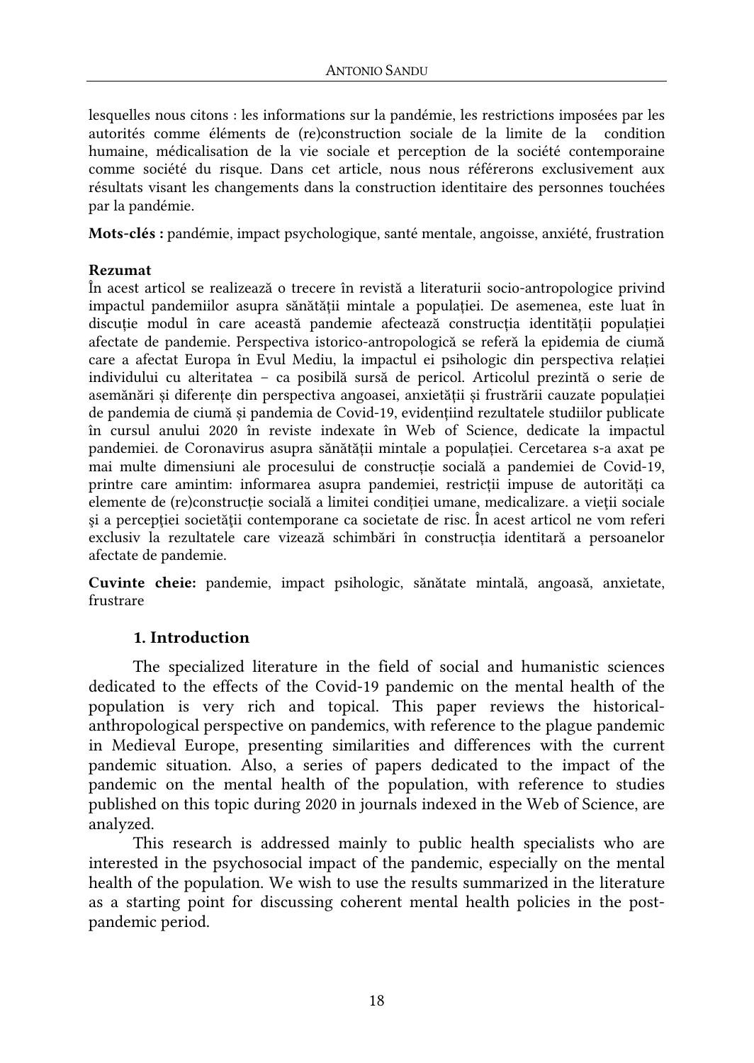lesquelles nous citons : les informations sur la pandémie, les restrictions imposées par les autorités comme éléments de (re)construction sociale de la limite de la condition humaine, médicalisation de la vie sociale et perception de la société contemporaine comme société du risque. Dans cet article, nous nous référerons exclusivement aux résultats visant les changements dans la construction identitaire des personnes touchées par la pandémie.

**Mots-clés :** pandémie, impact psychologique, santé mentale, angoisse, anxiété, frustration

**Rezumat**

În acest articol se realizează o trecere în revistă a literaturii socio-antropologice privind impactul pandemiilor asupra sănătății mintale a populației. De asemenea, este luat în discuție modul în care această pandemie afectează construcția identității populației afectate de pandemie. Perspectiva istorico-antropologică se referă la epidemia de ciumă care a afectat Europa în Evul Mediu, la impactul ei psihologic din perspectiva relației individului cu alteritatea – ca posibilă sursă de pericol. Articolul prezintă o serie de asemănări și diferențe din perspectiva angoasei, anxietății și frustrării cauzate populației de pandemia de ciumă și pandemia de Covid-19, evidențiind rezultatele studiilor publicate în cursul anului 2020 în reviste indexate în Web of Science, dedicate la impactul pandemiei. de Coronavirus asupra sănătății mintale a populației. Cercetarea s-a axat pe mai multe dimensiuni ale procesului de construcție socială a pandemiei de Covid-19, printre care amintim: informarea asupra pandemiei, restricții impuse de autorități ca elemente de (re)construcție socială a limitei condiției umane, medicalizare. a vieții sociale și a percepției societății contemporane ca societate de risc. În acest articol ne vom referi exclusiv la rezultatele care vizează schimbări în construcția identitară a persoanelor afectate de pandemie.

**Cuvinte cheie:** pandemie, impact psihologic, sănătate mintală, angoasă, anxietate, frustrare

## 1. Introduction

The specialized literature in the field of social and humanistic sciences dedicated to the effects of the Covid-19 pandemic on the mental health of the population is very rich and topical. This paper reviews the historical-anthropological perspective on pandemics, with reference to the plague pandemic in Medieval Europe, presenting similarities and differences with the current pandemic situation. Also, a series of papers dedicated to the impact of the pandemic on the mental health of the population, with reference to studies published on this topic during 2020 in journals indexed in the Web of Science, are analyzed.

This research is addressed mainly to public health specialists who are interested in the psychosocial impact of the pandemic, especially on the mental health of the population. We wish to use the results summarized in the literature as a starting point for discussing coherent mental health policies in the post-pandemic period.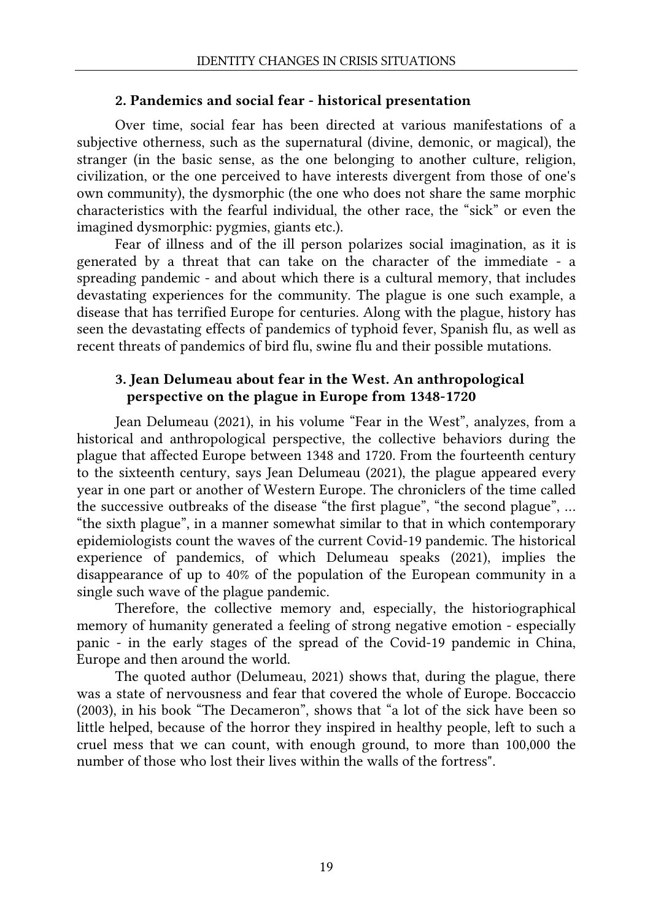## 2. Pandemics and social fear - historical presentation

Over time, social fear has been directed at various manifestations of a subjective otherness, such as the supernatural (divine, demonic, or magical), the stranger (in the basic sense, as the one belonging to another culture, religion, civilization, or the one perceived to have interests divergent from those of one's own community), the dysmorphic (the one who does not share the same morphic characteristics with the fearful individual, the other race, the "sick" or even the imagined dysmorphic: pygmies, giants etc.).

Fear of illness and of the ill person polarizes social imagination, as it is generated by a threat that can take on the character of the immediate - a spreading pandemic - and about which there is a cultural memory, that includes devastating experiences for the community. The plague is one such example, a disease that has terrified Europe for centuries. Along with the plague, history has seen the devastating effects of pandemics of typhoid fever, Spanish flu, as well as recent threats of pandemics of bird flu, swine flu and their possible mutations.

## 3. Jean Delumeau about fear in the West. An anthropological perspective on the plague in Europe from 1348-1720

Jean Delumeau (2021), in his volume "Fear in the West", analyzes, from a historical and anthropological perspective, the collective behaviors during the plague that affected Europe between 1348 and 1720. From the fourteenth century to the sixteenth century, says Jean Delumeau (2021), the plague appeared every year in one part or another of Western Europe. The chroniclers of the time called the successive outbreaks of the disease "the first plague", "the second plague", ... "the sixth plague", in a manner somewhat similar to that in which contemporary epidemiologists count the waves of the current Covid-19 pandemic. The historical experience of pandemics, of which Delumeau speaks (2021), implies the disappearance of up to 40% of the population of the European community in a single such wave of the plague pandemic.

Therefore, the collective memory and, especially, the historiographical memory of humanity generated a feeling of strong negative emotion - especially panic - in the early stages of the spread of the Covid-19 pandemic in China, Europe and then around the world.

The quoted author (Delumeau, 2021) shows that, during the plague, there was a state of nervousness and fear that covered the whole of Europe. Boccaccio (2003), in his book "The Decameron", shows that "a lot of the sick have been so little helped, because of the horror they inspired in healthy people, left to such a cruel mess that we can count, with enough ground, to more than 100,000 the number of those who lost their lives within the walls of the fortress".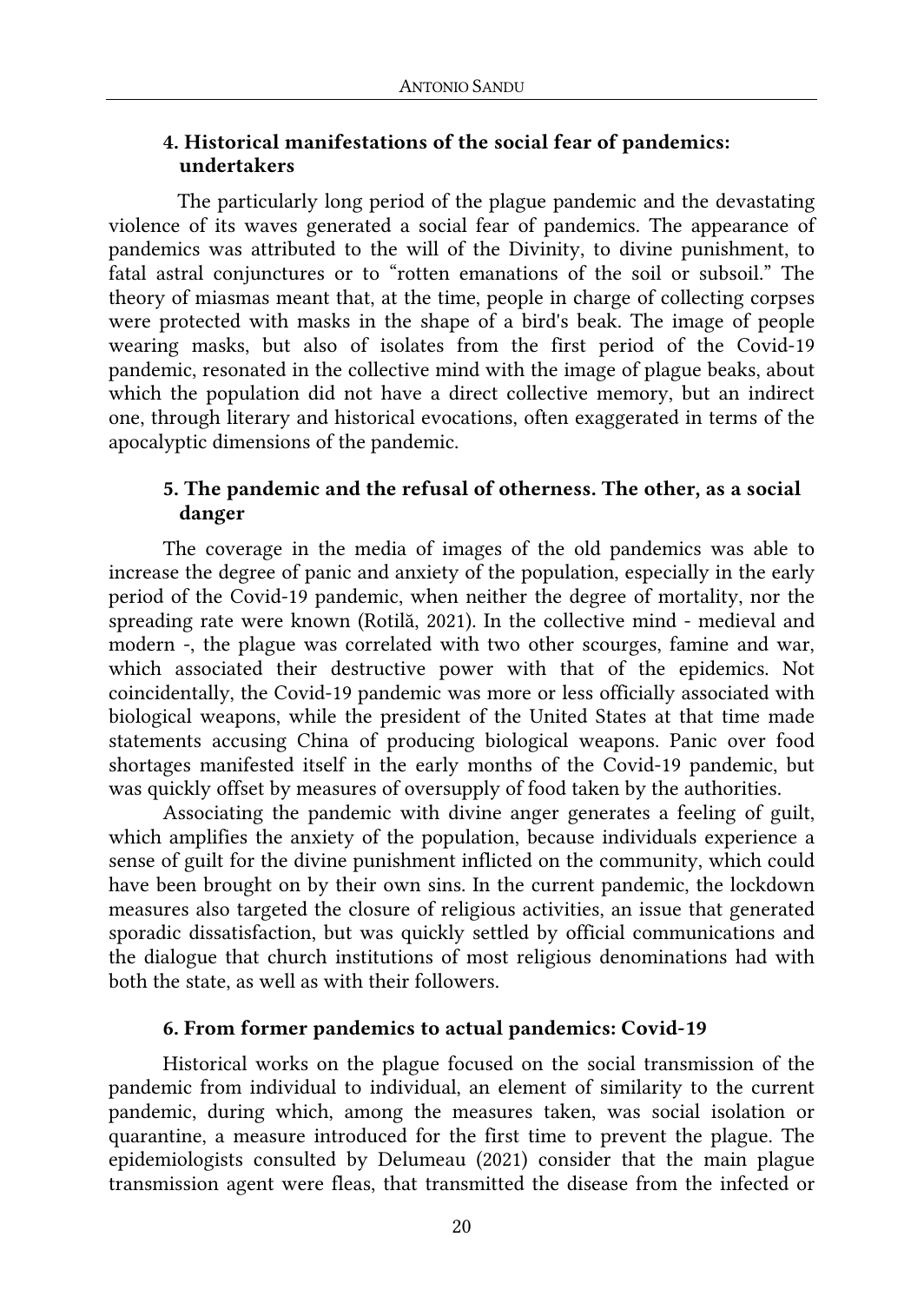### 4. Historical manifestations of the social fear of pandemics: undertakers

The particularly long period of the plague pandemic and the devastating violence of its waves generated a social fear of pandemics. The appearance of pandemics was attributed to the will of the Divinity, to divine punishment, to fatal astral conjunctures or to "rotten emanations of the soil or subsoil." The theory of miasmas meant that, at the time, people in charge of collecting corpses were protected with masks in the shape of a bird's beak. The image of people wearing masks, but also of isolates from the first period of the Covid-19 pandemic, resonated in the collective mind with the image of plague beaks, about which the population did not have a direct collective memory, but an indirect one, through literary and historical evocations, often exaggerated in terms of the apocalyptic dimensions of the pandemic.

### 5. The pandemic and the refusal of otherness. The other, as a social danger

The coverage in the media of images of the old pandemics was able to increase the degree of panic and anxiety of the population, especially in the early period of the Covid-19 pandemic, when neither the degree of mortality, nor the spreading rate were known (Rotilă, 2021). In the collective mind - medieval and modern -, the plague was correlated with two other scourges, famine and war, which associated their destructive power with that of the epidemics. Not coincidentally, the Covid-19 pandemic was more or less officially associated with biological weapons, while the president of the United States at that time made statements accusing China of producing biological weapons. Panic over food shortages manifested itself in the early months of the Covid-19 pandemic, but was quickly offset by measures of oversupply of food taken by the authorities.

Associating the pandemic with divine anger generates a feeling of guilt, which amplifies the anxiety of the population, because individuals experience a sense of guilt for the divine punishment inflicted on the community, which could have been brought on by their own sins. In the current pandemic, the lockdown measures also targeted the closure of religious activities, an issue that generated sporadic dissatisfaction, but was quickly settled by official communications and the dialogue that church institutions of most religious denominations had with both the state, as well as with their followers.

### 6. From former pandemics to actual pandemics: Covid-19

Historical works on the plague focused on the social transmission of the pandemic from individual to individual, an element of similarity to the current pandemic, during which, among the measures taken, was social isolation or quarantine, a measure introduced for the first time to prevent the plague. The epidemiologists consulted by Delumeau (2021) consider that the main plague transmission agent were fleas, that transmitted the disease from the infected or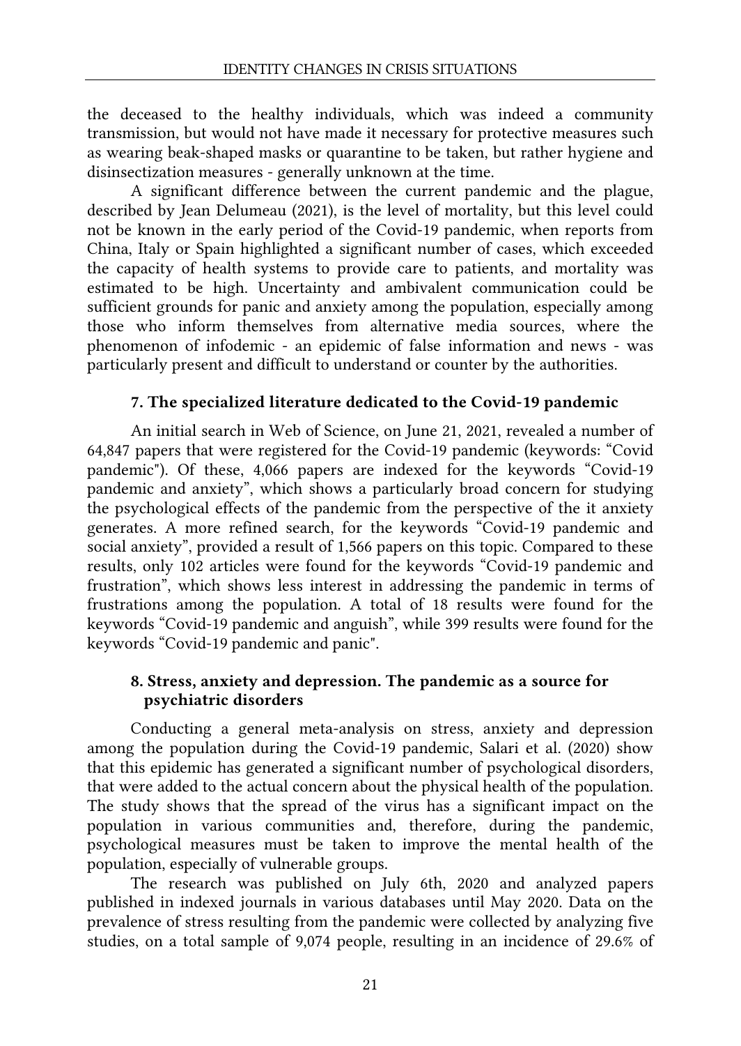the deceased to the healthy individuals, which was indeed a community transmission, but would not have made it necessary for protective measures such as wearing beak-shaped masks or quarantine to be taken, but rather hygiene and disinsectization measures - generally unknown at the time.

A significant difference between the current pandemic and the plague, described by Jean Delumeau (2021), is the level of mortality, but this level could not be known in the early period of the Covid-19 pandemic, when reports from China, Italy or Spain highlighted a significant number of cases, which exceeded the capacity of health systems to provide care to patients, and mortality was estimated to be high. Uncertainty and ambivalent communication could be sufficient grounds for panic and anxiety among the population, especially among those who inform themselves from alternative media sources, where the phenomenon of infodemic - an epidemic of false information and news - was particularly present and difficult to understand or counter by the authorities.

## 7. The specialized literature dedicated to the Covid-19 pandemic

An initial search in Web of Science, on June 21, 2021, revealed a number of 64,847 papers that were registered for the Covid-19 pandemic (keywords: "Covid pandemic"). Of these, 4,066 papers are indexed for the keywords "Covid-19 pandemic and anxiety", which shows a particularly broad concern for studying the psychological effects of the pandemic from the perspective of the it anxiety generates. A more refined search, for the keywords "Covid-19 pandemic and social anxiety", provided a result of 1,566 papers on this topic. Compared to these results, only 102 articles were found for the keywords "Covid-19 pandemic and frustration", which shows less interest in addressing the pandemic in terms of frustrations among the population. A total of 18 results were found for the keywords "Covid-19 pandemic and anguish", while 399 results were found for the keywords "Covid-19 pandemic and panic".

## 8. Stress, anxiety and depression. The pandemic as a source for psychiatric disorders

Conducting a general meta-analysis on stress, anxiety and depression among the population during the Covid-19 pandemic, Salari et al. (2020) show that this epidemic has generated a significant number of psychological disorders, that were added to the actual concern about the physical health of the population. The study shows that the spread of the virus has a significant impact on the population in various communities and, therefore, during the pandemic, psychological measures must be taken to improve the mental health of the population, especially of vulnerable groups.

The research was published on July 6th, 2020 and analyzed papers published in indexed journals in various databases until May 2020. Data on the prevalence of stress resulting from the pandemic were collected by analyzing five studies, on a total sample of 9,074 people, resulting in an incidence of 29.6% of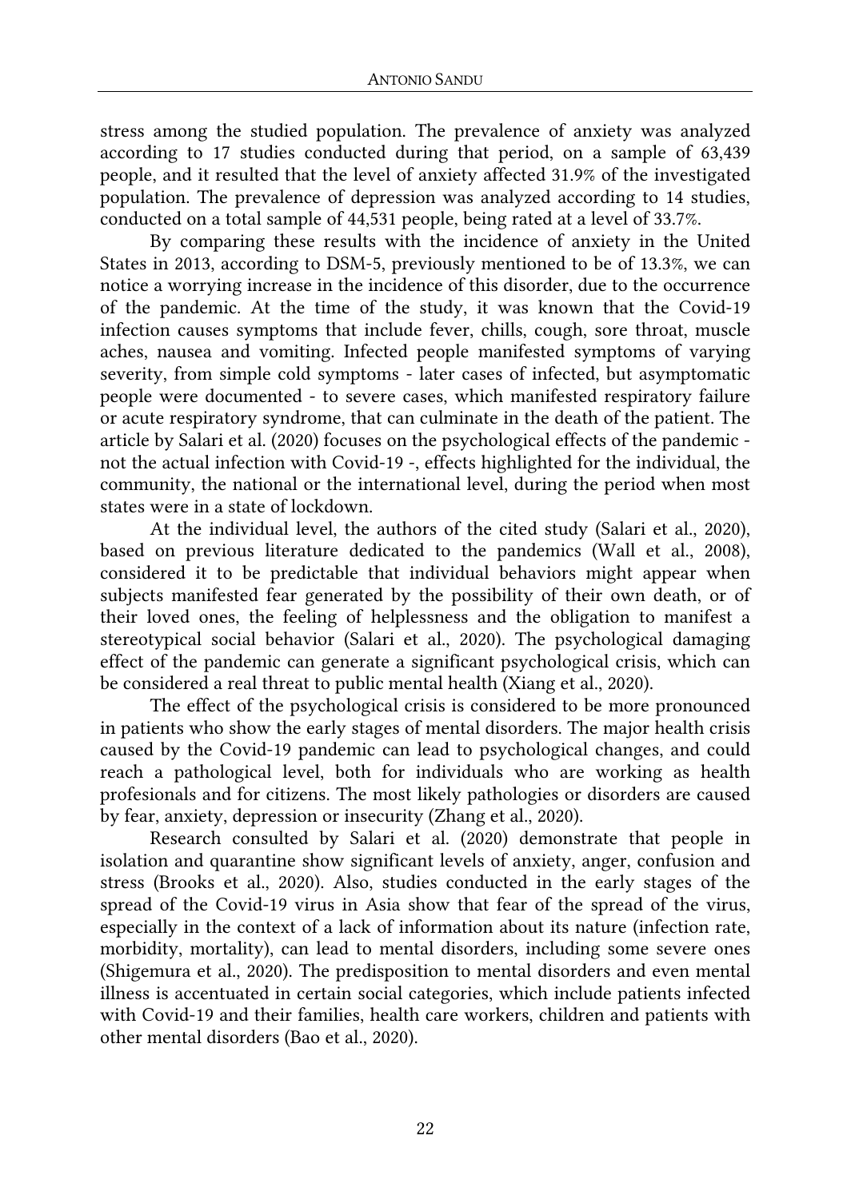stress among the studied population. The prevalence of anxiety was analyzed according to 17 studies conducted during that period, on a sample of 63,439 people, and it resulted that the level of anxiety affected 31.9% of the investigated population. The prevalence of depression was analyzed according to 14 studies, conducted on a total sample of 44,531 people, being rated at a level of 33.7%.

By comparing these results with the incidence of anxiety in the United States in 2013, according to DSM-5, previously mentioned to be of 13.3%, we can notice a worrying increase in the incidence of this disorder, due to the occurrence of the pandemic. At the time of the study, it was known that the Covid-19 infection causes symptoms that include fever, chills, cough, sore throat, muscle aches, nausea and vomiting. Infected people manifested symptoms of varying severity, from simple cold symptoms - later cases of infected, but asymptomatic people were documented - to severe cases, which manifested respiratory failure or acute respiratory syndrome, that can culminate in the death of the patient. The article by Salari et al. (2020) focuses on the psychological effects of the pandemic - not the actual infection with Covid-19 -, effects highlighted for the individual, the community, the national or the international level, during the period when most states were in a state of lockdown.

At the individual level, the authors of the cited study (Salari et al., 2020), based on previous literature dedicated to the pandemics (Wall et al., 2008), considered it to be predictable that individual behaviors might appear when subjects manifested fear generated by the possibility of their own death, or of their loved ones, the feeling of helplessness and the obligation to manifest a stereotypical social behavior (Salari et al., 2020). The psychological damaging effect of the pandemic can generate a significant psychological crisis, which can be considered a real threat to public mental health (Xiang et al., 2020).

The effect of the psychological crisis is considered to be more pronounced in patients who show the early stages of mental disorders. The major health crisis caused by the Covid-19 pandemic can lead to psychological changes, and could reach a pathological level, both for individuals who are working as health profesionals and for citizens. The most likely pathologies or disorders are caused by fear, anxiety, depression or insecurity (Zhang et al., 2020).

Research consulted by Salari et al. (2020) demonstrate that people in isolation and quarantine show significant levels of anxiety, anger, confusion and stress (Brooks et al., 2020). Also, studies conducted in the early stages of the spread of the Covid-19 virus in Asia show that fear of the spread of the virus, especially in the context of a lack of information about its nature (infection rate, morbidity, mortality), can lead to mental disorders, including some severe ones (Shigemura et al., 2020). The predisposition to mental disorders and even mental illness is accentuated in certain social categories, which include patients infected with Covid-19 and their families, health care workers, children and patients with other mental disorders (Bao et al., 2020).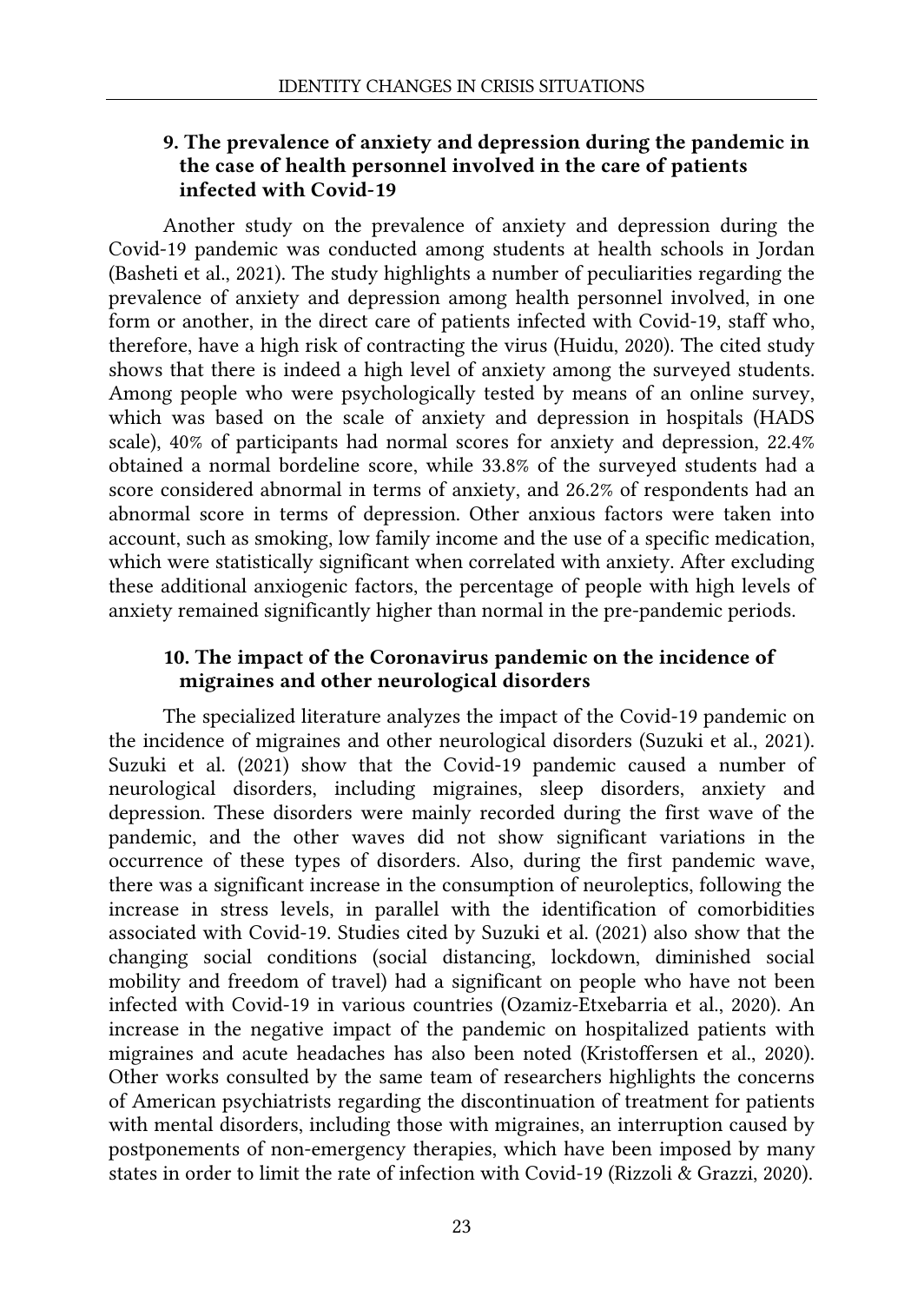## 9. The prevalence of anxiety and depression during the pandemic in the case of health personnel involved in the care of patients infected with Covid-19

Another study on the prevalence of anxiety and depression during the Covid-19 pandemic was conducted among students at health schools in Jordan (Basheti et al., 2021). The study highlights a number of peculiarities regarding the prevalence of anxiety and depression among health personnel involved, in one form or another, in the direct care of patients infected with Covid-19, staff who, therefore, have a high risk of contracting the virus (Huidu, 2020). The cited study shows that there is indeed a high level of anxiety among the surveyed students. Among people who were psychologically tested by means of an online survey, which was based on the scale of anxiety and depression in hospitals (HADS scale), 40% of participants had normal scores for anxiety and depression, 22.4% obtained a normal bordeline score, while 33.8% of the surveyed students had a score considered abnormal in terms of anxiety, and 26.2% of respondents had an abnormal score in terms of depression. Other anxious factors were taken into account, such as smoking, low family income and the use of a specific medication, which were statistically significant when correlated with anxiety. After excluding these additional anxiogenic factors, the percentage of people with high levels of anxiety remained significantly higher than normal in the pre-pandemic periods.

## 10. The impact of the Coronavirus pandemic on the incidence of migraines and other neurological disorders

The specialized literature analyzes the impact of the Covid-19 pandemic on the incidence of migraines and other neurological disorders (Suzuki et al., 2021). Suzuki et al. (2021) show that the Covid-19 pandemic caused a number of neurological disorders, including migraines, sleep disorders, anxiety and depression. These disorders were mainly recorded during the first wave of the pandemic, and the other waves did not show significant variations in the occurrence of these types of disorders. Also, during the first pandemic wave, there was a significant increase in the consumption of neuroleptics, following the increase in stress levels, in parallel with the identification of comorbidities associated with Covid-19. Studies cited by Suzuki et al. (2021) also show that the changing social conditions (social distancing, lockdown, diminished social mobility and freedom of travel) had a significant on people who have not been infected with Covid-19 in various countries (Ozamiz-Etxebarria et al., 2020). An increase in the negative impact of the pandemic on hospitalized patients with migraines and acute headaches has also been noted (Kristoffersen et al., 2020). Other works consulted by the same team of researchers highlights the concerns of American psychiatrists regarding the discontinuation of treatment for patients with mental disorders, including those with migraines, an interruption caused by postponements of non-emergency therapies, which have been imposed by many states in order to limit the rate of infection with Covid-19 (Rizzoli & Grazzi, 2020).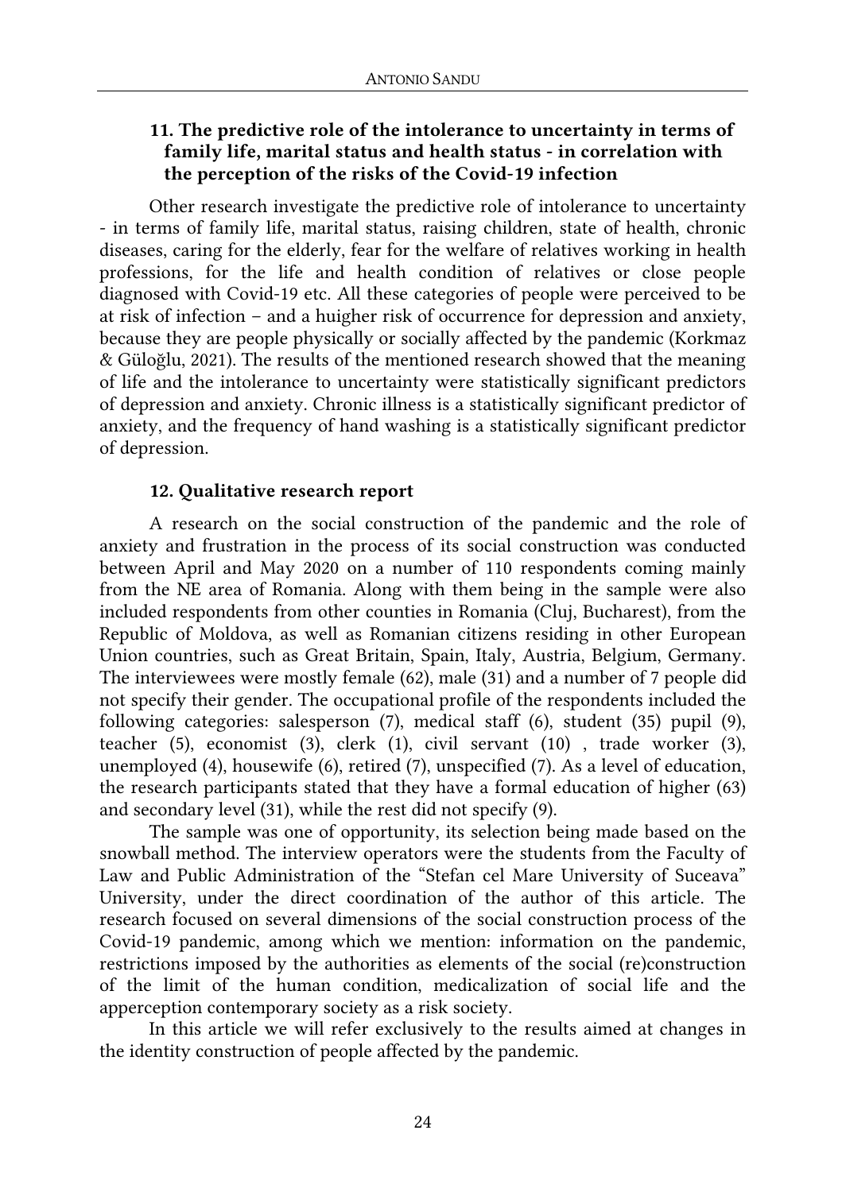### 11. The predictive role of the intolerance to uncertainty in terms of family life, marital status and health status - in correlation with the perception of the risks of the Covid-19 infection

Other research investigate the predictive role of intolerance to uncertainty - in terms of family life, marital status, raising children, state of health, chronic diseases, caring for the elderly, fear for the welfare of relatives working in health professions, for the life and health condition of relatives or close people diagnosed with Covid-19 etc. All these categories of people were perceived to be at risk of infection – and a huigher risk of occurrence for depression and anxiety, because they are people physically or socially affected by the pandemic (Korkmaz & Güloğlu, 2021). The results of the mentioned research showed that the meaning of life and the intolerance to uncertainty were statistically significant predictors of depression and anxiety. Chronic illness is a statistically significant predictor of anxiety, and the frequency of hand washing is a statistically significant predictor of depression.

### 12. Qualitative research report

A research on the social construction of the pandemic and the role of anxiety and frustration in the process of its social construction was conducted between April and May 2020 on a number of 110 respondents coming mainly from the NE area of Romania. Along with them being in the sample were also included respondents from other counties in Romania (Cluj, Bucharest), from the Republic of Moldova, as well as Romanian citizens residing in other European Union countries, such as Great Britain, Spain, Italy, Austria, Belgium, Germany. The interviewees were mostly female (62), male (31) and a number of 7 people did not specify their gender. The occupational profile of the respondents included the following categories: salesperson (7), medical staff (6), student (35) pupil (9), teacher (5), economist (3), clerk (1), civil servant (10) , trade worker (3), unemployed (4), housewife (6), retired (7), unspecified (7). As a level of education, the research participants stated that they have a formal education of higher (63) and secondary level (31), while the rest did not specify (9).

The sample was one of opportunity, its selection being made based on the snowball method. The interview operators were the students from the Faculty of Law and Public Administration of the "Stefan cel Mare University of Suceava" University, under the direct coordination of the author of this article. The research focused on several dimensions of the social construction process of the Covid-19 pandemic, among which we mention: information on the pandemic, restrictions imposed by the authorities as elements of the social (re)construction of the limit of the human condition, medicalization of social life and the apperception contemporary society as a risk society.

In this article we will refer exclusively to the results aimed at changes in the identity construction of people affected by the pandemic.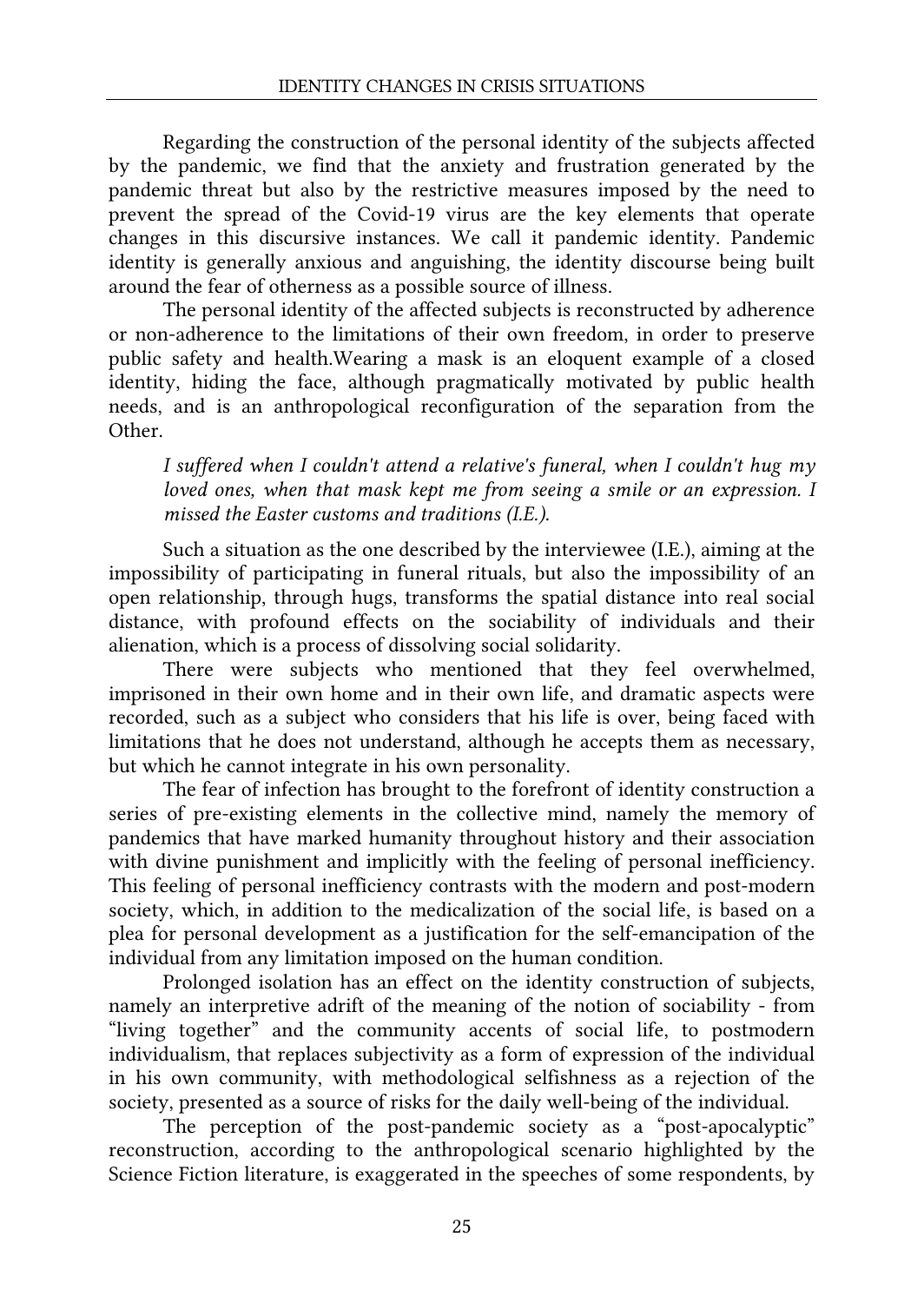Regarding the construction of the personal identity of the subjects affected by the pandemic, we find that the anxiety and frustration generated by the pandemic threat but also by the restrictive measures imposed by the need to prevent the spread of the Covid-19 virus are the key elements that operate changes in this discursive instances. We call it pandemic identity. Pandemic identity is generally anxious and anguishing, the identity discourse being built around the fear of otherness as a possible source of illness.

The personal identity of the affected subjects is reconstructed by adherence or non-adherence to the limitations of their own freedom, in order to preserve public safety and health.Wearing a mask is an eloquent example of a closed identity, hiding the face, although pragmatically motivated by public health needs, and is an anthropological reconfiguration of the separation from the Other.

> *I suffered when I couldn't attend a relative's funeral, when I couldn't hug my loved ones, when that mask kept me from seeing a smile or an expression. I missed the Easter customs and traditions (I.E.).*

Such a situation as the one described by the interviewee (I.E.), aiming at the impossibility of participating in funeral rituals, but also the impossibility of an open relationship, through hugs, transforms the spatial distance into real social distance, with profound effects on the sociability of individuals and their alienation, which is a process of dissolving social solidarity.

There were subjects who mentioned that they feel overwhelmed, imprisoned in their own home and in their own life, and dramatic aspects were recorded, such as a subject who considers that his life is over, being faced with limitations that he does not understand, although he accepts them as necessary, but which he cannot integrate in his own personality.

The fear of infection has brought to the forefront of identity construction a series of pre-existing elements in the collective mind, namely the memory of pandemics that have marked humanity throughout history and their association with divine punishment and implicitly with the feeling of personal inefficiency. This feeling of personal inefficiency contrasts with the modern and post-modern society, which, in addition to the medicalization of the social life, is based on a plea for personal development as a justification for the self-emancipation of the individual from any limitation imposed on the human condition.

Prolonged isolation has an effect on the identity construction of subjects, namely an interpretive adrift of the meaning of the notion of sociability - from "living together" and the community accents of social life, to postmodern individualism, that replaces subjectivity as a form of expression of the individual in his own community, with methodological selfishness as a rejection of the society, presented as a source of risks for the daily well-being of the individual.

The perception of the post-pandemic society as a "post-apocalyptic" reconstruction, according to the anthropological scenario highlighted by the Science Fiction literature, is exaggerated in the speeches of some respondents, by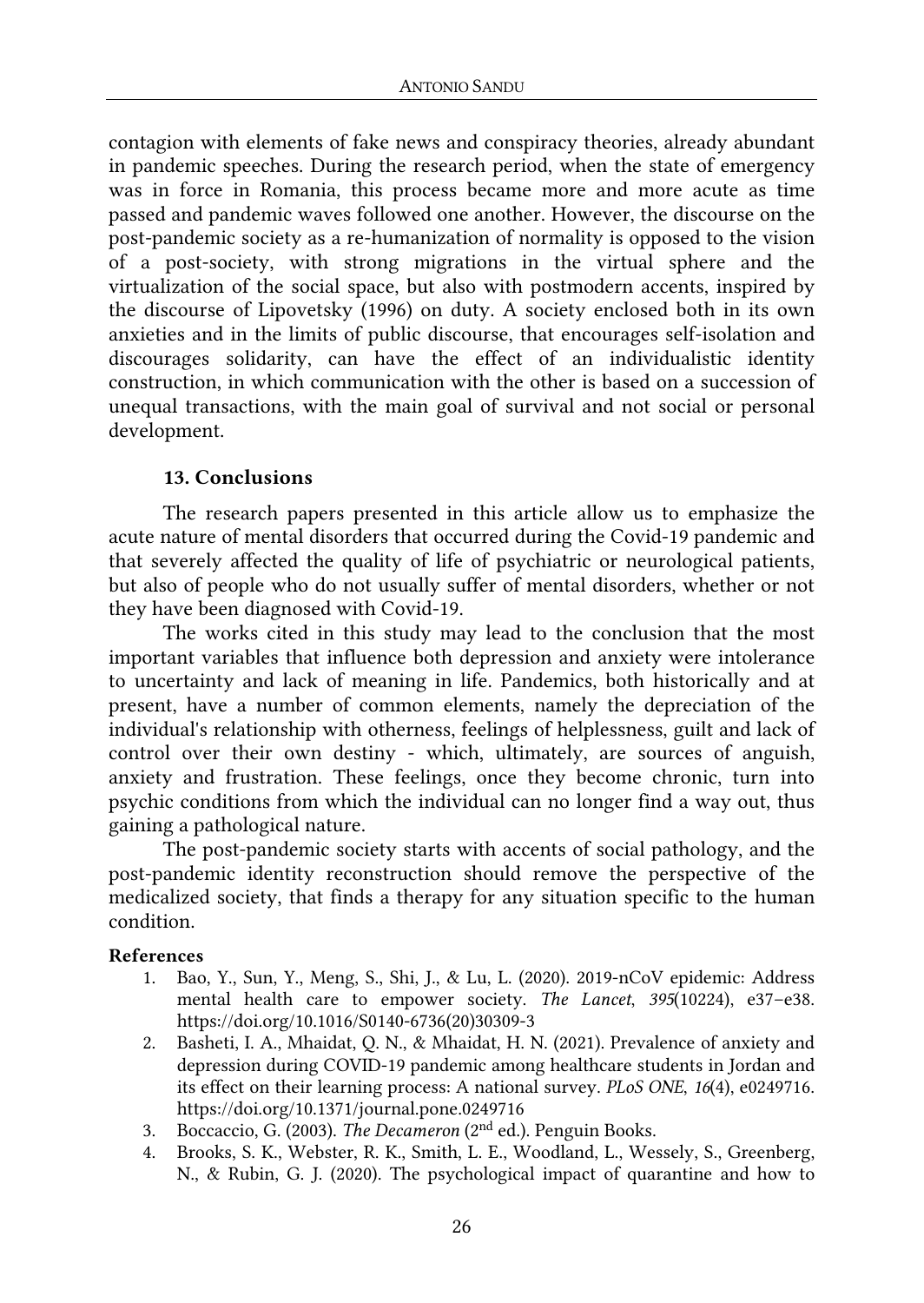contagion with elements of fake news and conspiracy theories, already abundant in pandemic speeches. During the research period, when the state of emergency was in force in Romania, this process became more and more acute as time passed and pandemic waves followed one another. However, the discourse on the post-pandemic society as a re-humanization of normality is opposed to the vision of a post-society, with strong migrations in the virtual sphere and the virtualization of the social space, but also with postmodern accents, inspired by the discourse of Lipovetsky (1996) on duty. A society enclosed both in its own anxieties and in the limits of public discourse, that encourages self-isolation and discourages solidarity, can have the effect of an individualistic identity construction, in which communication with the other is based on a succession of unequal transactions, with the main goal of survival and not social or personal development.

## 13. Conclusions

The research papers presented in this article allow us to emphasize the acute nature of mental disorders that occurred during the Covid-19 pandemic and that severely affected the quality of life of psychiatric or neurological patients, but also of people who do not usually suffer of mental disorders, whether or not they have been diagnosed with Covid-19.

The works cited in this study may lead to the conclusion that the most important variables that influence both depression and anxiety were intolerance to uncertainty and lack of meaning in life. Pandemics, both historically and at present, have a number of common elements, namely the depreciation of the individual's relationship with otherness, feelings of helplessness, guilt and lack of control over their own destiny - which, ultimately, are sources of anguish, anxiety and frustration. These feelings, once they become chronic, turn into psychic conditions from which the individual can no longer find a way out, thus gaining a pathological nature.

The post-pandemic society starts with accents of social pathology, and the post-pandemic identity reconstruction should remove the perspective of the medicalized society, that finds a therapy for any situation specific to the human condition.

**References**

1. Bao, Y., Sun, Y., Meng, S., Shi, J., & Lu, L. (2020). 2019-nCoV epidemic: Address mental health care to empower society. *The Lancet*, *395*(10224), e37–e38. https://doi.org/10.1016/S0140-6736(20)30309-3
2. Basheti, I. A., Mhaidat, Q. N., & Mhaidat, H. N. (2021). Prevalence of anxiety and depression during COVID-19 pandemic among healthcare students in Jordan and its effect on their learning process: A national survey. *PLoS ONE*, *16*(4), e0249716. https://doi.org/10.1371/journal.pone.0249716
3. Boccaccio, G. (2003). *The Decameron* (2nd ed.). Penguin Books.
4. Brooks, S. K., Webster, R. K., Smith, L. E., Woodland, L., Wessely, S., Greenberg, N., & Rubin, G. J. (2020). The psychological impact of quarantine and how to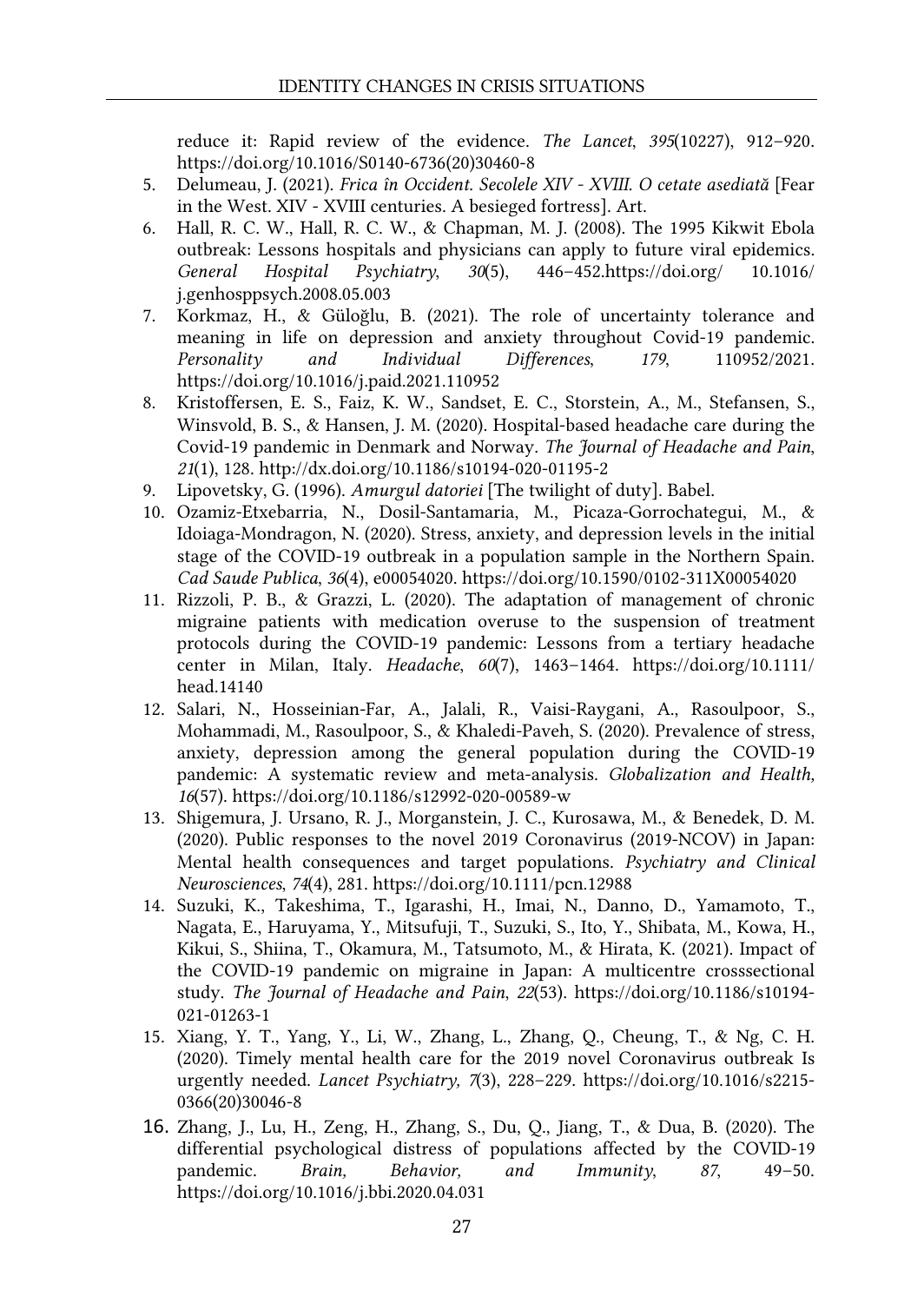reduce it: Rapid review of the evidence. *The Lancet*, *395*(10227), 912–920. https://doi.org/10.1016/S0140-6736(20)30460-8

5. Delumeau, J. (2021). *Frica în Occident. Secolele XIV - XVIII. O cetate asediată* [Fear in the West. XIV - XVIII centuries. A besieged fortress]. Art.
6. Hall, R. C. W., Hall, R. C. W., & Chapman, M. J. (2008). The 1995 Kikwit Ebola outbreak: Lessons hospitals and physicians can apply to future viral epidemics. *General Hospital Psychiatry*, *30*(5), 446–452.https://doi.org/ 10.1016/ j.genhosppsych.2008.05.003
7. Korkmaz, H., & Güloğlu, B. (2021). The role of uncertainty tolerance and meaning in life on depression and anxiety throughout Covid-19 pandemic. *Personality and Individual Differences*, *179*, 110952/2021. https://doi.org/10.1016/j.paid.2021.110952
8. Kristoffersen, E. S., Faiz, K. W., Sandset, E. C., Storstein, A., M., Stefansen, S., Winsvold, B. S., & Hansen, J. M. (2020). Hospital-based headache care during the Covid-19 pandemic in Denmark and Norway. *The Journal of Headache and Pain*, *21*(1), 128. http://dx.doi.org/10.1186/s10194-020-01195-2
9. Lipovetsky, G. (1996). *Amurgul datoriei* [The twilight of duty]. Babel.
10. Ozamiz-Etxebarria, N., Dosil-Santamaria, M., Picaza-Gorrochategui, M., & Idoiaga-Mondragon, N. (2020). Stress, anxiety, and depression levels in the initial stage of the COVID-19 outbreak in a population sample in the Northern Spain. *Cad Saude Publica*, *36*(4), e00054020. https://doi.org/10.1590/0102-311X00054020
11. Rizzoli, P. B., & Grazzi, L. (2020). The adaptation of management of chronic migraine patients with medication overuse to the suspension of treatment protocols during the COVID-19 pandemic: Lessons from a tertiary headache center in Milan, Italy. *Headache*, *60*(7), 1463–1464. https://doi.org/10.1111/ head.14140
12. Salari, N., Hosseinian-Far, A., Jalali, R., Vaisi-Raygani, A., Rasoulpoor, S., Mohammadi, M., Rasoulpoor, S., & Khaledi-Paveh, S. (2020). Prevalence of stress, anxiety, depression among the general population during the COVID-19 pandemic: A systematic review and meta-analysis. *Globalization and Health*, *16*(57). https://doi.org/10.1186/s12992-020-00589-w
13. Shigemura, J. Ursano, R. J., Morganstein, J. C., Kurosawa, M., & Benedek, D. M. (2020). Public responses to the novel 2019 Coronavirus (2019-NCOV) in Japan: Mental health consequences and target populations. *Psychiatry and Clinical Neurosciences*, *74*(4), 281. https://doi.org/10.1111/pcn.12988
14. Suzuki, K., Takeshima, T., Igarashi, H., Imai, N., Danno, D., Yamamoto, T., Nagata, E., Haruyama, Y., Mitsufuji, T., Suzuki, S., Ito, Y., Shibata, M., Kowa, H., Kikui, S., Shiina, T., Okamura, M., Tatsumoto, M., & Hirata, K. (2021). Impact of the COVID-19 pandemic on migraine in Japan: A multicentre crosssectional study. *The Journal of Headache and Pain*, *22*(53). https://doi.org/10.1186/s10194-021-01263-1
15. Xiang, Y. T., Yang, Y., Li, W., Zhang, L., Zhang, Q., Cheung, T., & Ng, C. H. (2020). Timely mental health care for the 2019 novel Coronavirus outbreak Is urgently needed. *Lancet Psychiatry, 7*(3), 228–229. https://doi.org/10.1016/s2215-0366(20)30046-8
16. Zhang, J., Lu, H., Zeng, H., Zhang, S., Du, Q., Jiang, T., & Dua, B. (2020). The differential psychological distress of populations affected by the COVID-19 pandemic. *Brain, Behavior, and Immunity*, *87*, 49–50. https://doi.org/10.1016/j.bbi.2020.04.031